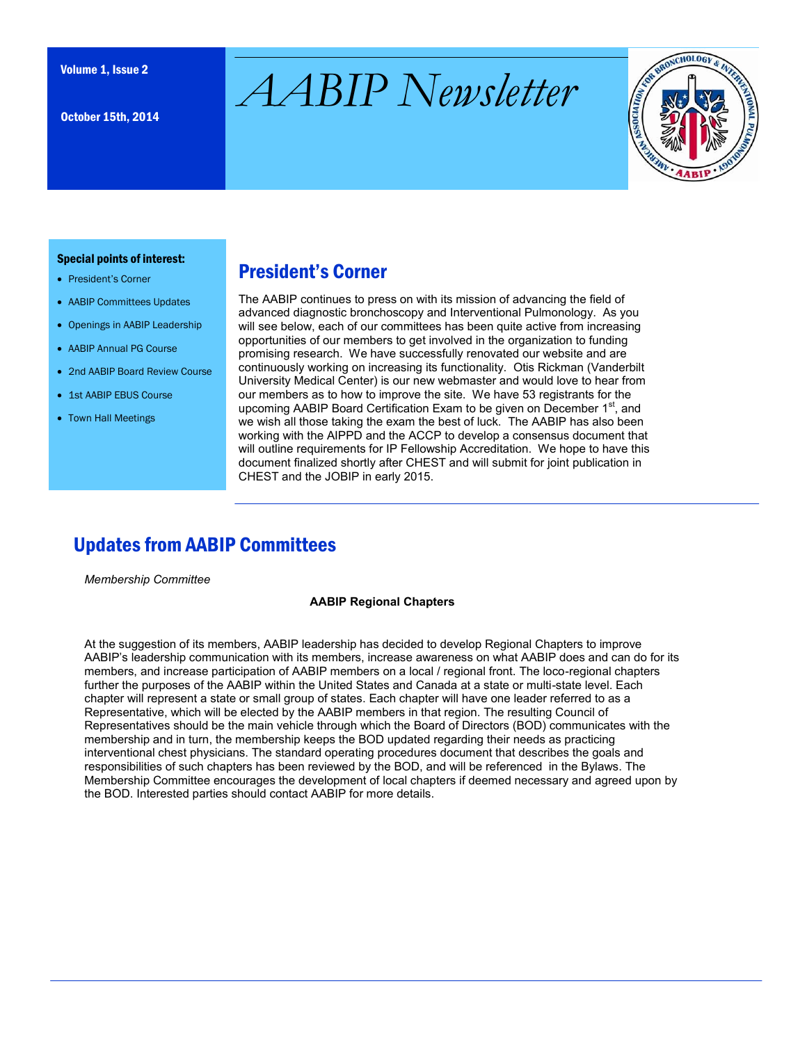Volume 1, Issue 2

October 15th, 2014

# AABIP Newsletter

**Special points of interest:**

- President's Corner
- AABIP Committees Updates
- Openings in AABIP Leadership
- AABIP Annual PG Course
- 2nd AABIP Board Review Course
- 1st AABIP EBUS Course
- Town Hall Meetings

## President's Corner

The AABIP continues to press on with its mission of advancing the field of advanced diagnostic bronchoscopy and Interventional Pulmonology. As you will see below, each of our committees has been quite active from increasing opportunities of our members to get involved in the organization to funding promising research. We have successfully renovated our website and are continuously working on increasing its functionality. Otis Rickman (Vanderbilt University Medical Center) is our new webmaster and would love to hear from our members as to how to improve the site. We have 53 registrants for the upcoming AABIP Board Certification Exam to be given on December 1st, and we wish all those taking the exam the best of luck. The AABIP has also been working with the AIPPD and the ACCP to develop a consensus document that will outline requirements for IP Fellowship Accreditation. We hope to have this document finalized shortly after CHEST and will submit for joint publication in CHEST and the JOBIP in early 2015.

## Updates from AABIP Committees

*Membership Committee*

**AABIP Regional Chapters**

At the suggestion of its members, AABIP leadership has decided to develop Regional Chapters to improve AABIP's leadership communication with its members, increase awareness on what AABIP does and can do for its members, and increase participation of AABIP members on a local / regional front. The loco-regional chapters further the purposes of the AABIP within the United States and Canada at a state or multi-state level. Each chapter will represent a state or small group of states. Each chapter will have one leader referred to as a Representative, which will be elected by the AABIP members in that region. The resulting Council of Representatives should be the main vehicle through which the Board of Directors (BOD) communicates with the membership and in turn, the membership keeps the BOD updated regarding their needs as practicing interventional chest physicians. The standard operating procedures document that describes the goals and responsibilities of such chapters has been reviewed by the BOD, and will be referenced in the Bylaws. The Membership Committee encourages the development of local chapters if deemed necessary and agreed upon by the BOD. Interested parties should contact AABIP for more details.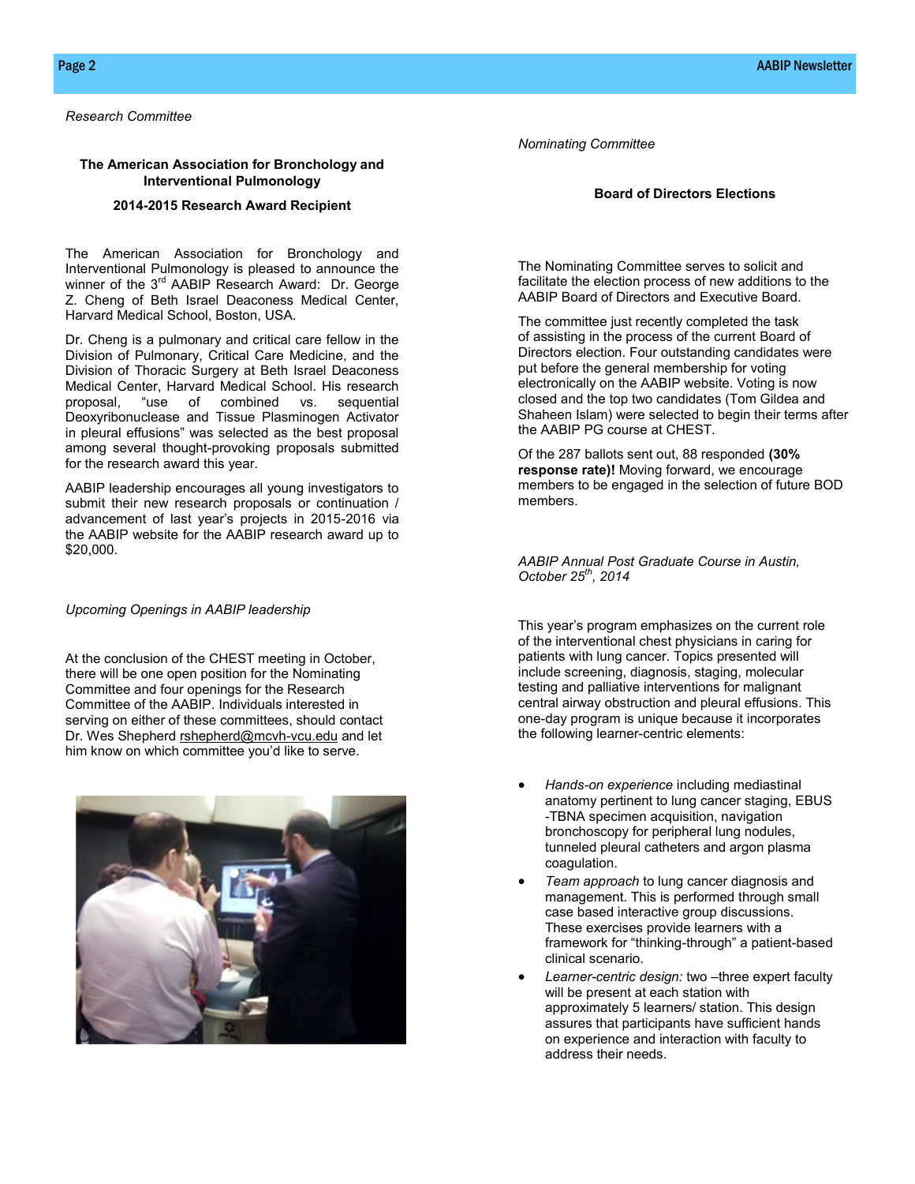*Research Committee*

**The American Association for Bronchology and Interventional Pulmonology**

**2014-2015 Research Award Recipient**

The American Association for Bronchology and Interventional Pulmonology is pleased to announce the winner of the 3rd AABIP Research Award: Dr. George Z. Cheng of Beth Israel Deaconess Medical Center, Harvard Medical School, Boston, USA.

Dr. Cheng is a pulmonary and critical care fellow in the Division of Pulmonary, Critical Care Medicine, and the Division of Thoracic Surgery at Beth Israel Deaconess Medical Center, Harvard Medical School. His research proposal, "use of combined vs. sequential Deoxyribonuclease and Tissue Plasminogen Activator in pleural effusions" was selected as the best proposal among several thought-provoking proposals submitted for the research award this year.

AABIP leadership encourages all young investigators to submit their new research proposals or continuation / advancement of last year's projects in 2015-2016 via the AABIP website for the AABIP research award up to $20,000.

*Upcoming Openings in AABIP leadership*

At the conclusion of the CHEST meeting in October, there will be one open position for the Nominating Committee and four openings for the Research Committee of the AABIP. Individuals interested in serving on either of these committees, should contact Dr. Wes Shepherd rshepherd@mcvh-vcu.edu and let him know on which committee you'd like to serve.

*Nominating Committee*

**Board of Directors Elections**

The Nominating Committee serves to solicit and facilitate the election process of new additions to the AABIP Board of Directors and Executive Board.

The committee just recently completed the task of assisting in the process of the current Board of Directors election. Four outstanding candidates were put before the general membership for voting electronically on the AABIP website. Voting is now closed and the top two candidates (Tom Gildea and Shaheen Islam) were selected to begin their terms after the AABIP PG course at CHEST.

Of the 287 ballots sent out, 88 responded **(30% response rate)!** Moving forward, we encourage members to be engaged in the selection of future BOD members.

*AABIP Annual Post Graduate Course in Austin, October 25th, 2014*

This year's program emphasizes on the current role of the interventional chest physicians in caring for patients with lung cancer. Topics presented will include screening, diagnosis, staging, molecular testing and palliative interventions for malignant central airway obstruction and pleural effusions. This one-day program is unique because it incorporates the following learner-centric elements:

- *Hands-on experience* including mediastinal anatomy pertinent to lung cancer staging, EBUS -TBNA specimen acquisition, navigation bronchoscopy for peripheral lung nodules, tunneled pleural catheters and argon plasma coagulation.
- *Team approach* to lung cancer diagnosis and management. This is performed through small case based interactive group discussions. These exercises provide learners with a framework for "thinking-through" a patient-based clinical scenario.
- *Learner-centric design:* two –three expert faculty will be present at each station with approximately 5 learners/ station. This design assures that participants have sufficient hands on experience and interaction with faculty to address their needs.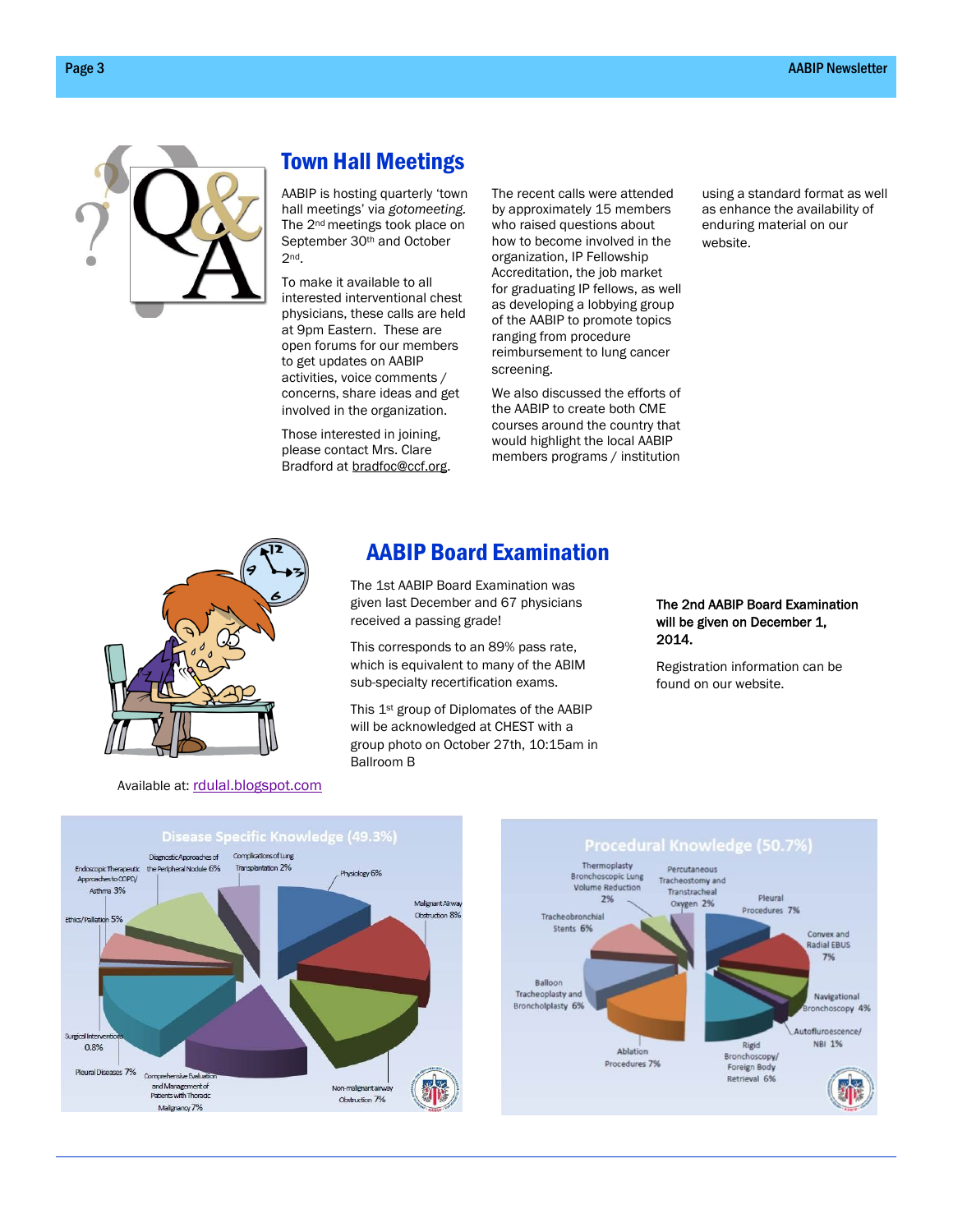## Town Hall Meetings

AABIP is hosting quarterly 'town hall meetings' via *gotomeeting*. The 2nd meetings took place on September 30th and October 2nd.

To make it available to all interested interventional chest physicians, these calls are held at 9pm Eastern. These are open forums for our members to get updates on AABIP activities, voice comments / concerns, share ideas and get involved in the organization.

Those interested in joining, please contact Mrs. Clare Bradford at bradfoc@ccf.org.

The recent calls were attended by approximately 15 members who raised questions about how to become involved in the organization, IP Fellowship Accreditation, the job market for graduating IP fellows, as well as developing a lobbying group of the AABIP to promote topics ranging from procedure reimbursement to lung cancer screening.

We also discussed the efforts of the AABIP to create both CME courses around the country that would highlight the local AABIP members programs / institution using a standard format as well as enhance the availability of enduring material on our website.

## AABIP Board Examination

The 1st AABIP Board Examination was given last December and 67 physicians received a passing grade!

This corresponds to an 89% pass rate, which is equivalent to many of the ABIM sub-specialty recertification exams.

This 1st group of Diplomates of the AABIP will be acknowledged at CHEST with a group photo on October 27th, 10:15am in Ballroom B

**The 2nd AABIP Board Examination will be given on December 1, 2014.**

Registration information can be found on our website.

Available at: rdulal.blogspot.com

**Disease Specific Knowledge (49.3%)**

- Physiology 6%
- Malignant Airway Obstruction 8%
- Non-malignant airway Obstruction 7%
- Comprehensive Evaluation and Management of Patients with Thoracic Malignancy 7%
- Pleural Diseases 7%
- Surgical Interventions 0.8%
- Ethics/Palliation 5%
- Endoscopic Therapeutic Approaches to COPD/ Asthma 3%
- Diagnostic Approaches of the Peripheral Nodule 6%
- Complications of Lung Transplantation 2%

**Procedural Knowledge (50.7%)**

- Pleural Procedures 7%
- Convex and Radial EBUS 7%
- Navigational Bronchoscopy 4%
- Autofluroescence/ NBI 1%
- Rigid Bronchoscopy/ Foreign Body Retrieval 6%
- Ablation Procedures 7%
- Balloon Tracheoplasty and Broncholplasty 6%
- Tracheobronchial Stents 6%
- Thermoplasty Bronchoscopic Lung Volume Reduction 2%
- Percutaneous Tracheostomy and Transtracheal Oxygen 2%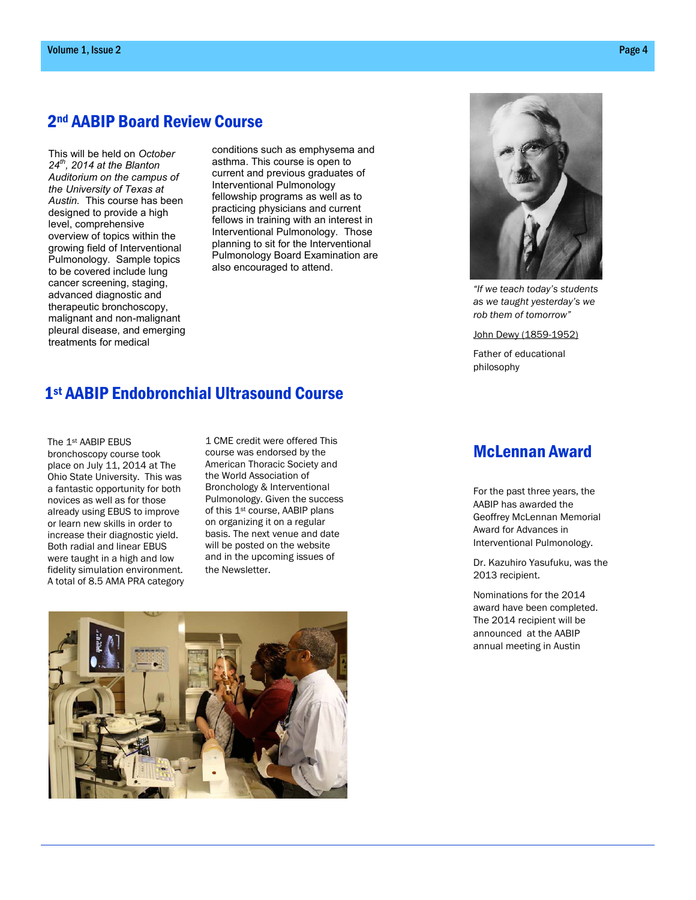## 2nd AABIP Board Review Course

This will be held on *October 24th, 2014 at the Blanton Auditorium on the campus of the University of Texas at Austin.* This course has been designed to provide a high level, comprehensive overview of topics within the growing field of Interventional Pulmonology. Sample topics to be covered include lung cancer screening, staging, advanced diagnostic and therapeutic bronchoscopy, malignant and non-malignant pleural disease, and emerging treatments for medical conditions such as emphysema and asthma. This course is open to current and previous graduates of Interventional Pulmonology fellowship programs as well as to practicing physicians and current fellows in training with an interest in Interventional Pulmonology. Those planning to sit for the Interventional Pulmonology Board Examination are also encouraged to attend.

*"If we teach today's students as we taught yesterday's we rob them of tomorrow"*

John Dewy (1859-1952)

Father of educational philosophy

## 1st AABIP Endobronchial Ultrasound Course

The 1st AABIP EBUS bronchoscopy course took place on July 11, 2014 at The Ohio State University. This was a fantastic opportunity for both novices as well as for those already using EBUS to improve or learn new skills in order to increase their diagnostic yield. Both radial and linear EBUS were taught in a high and low fidelity simulation environment. A total of 8.5 AMA PRA category 1 CME credit were offered This course was endorsed by the American Thoracic Society and the World Association of Bronchology & Interventional Pulmonology. Given the success of this 1st course, AABIP plans on organizing it on a regular basis. The next venue and date will be posted on the website and in the upcoming issues of the Newsletter.

## McLennan Award

For the past three years, the AABIP has awarded the Geoffrey McLennan Memorial Award for Advances in Interventional Pulmonology.

Dr. Kazuhiro Yasufuku, was the 2013 recipient.

Nominations for the 2014 award have been completed. The 2014 recipient will be announced at the AABIP annual meeting in Austin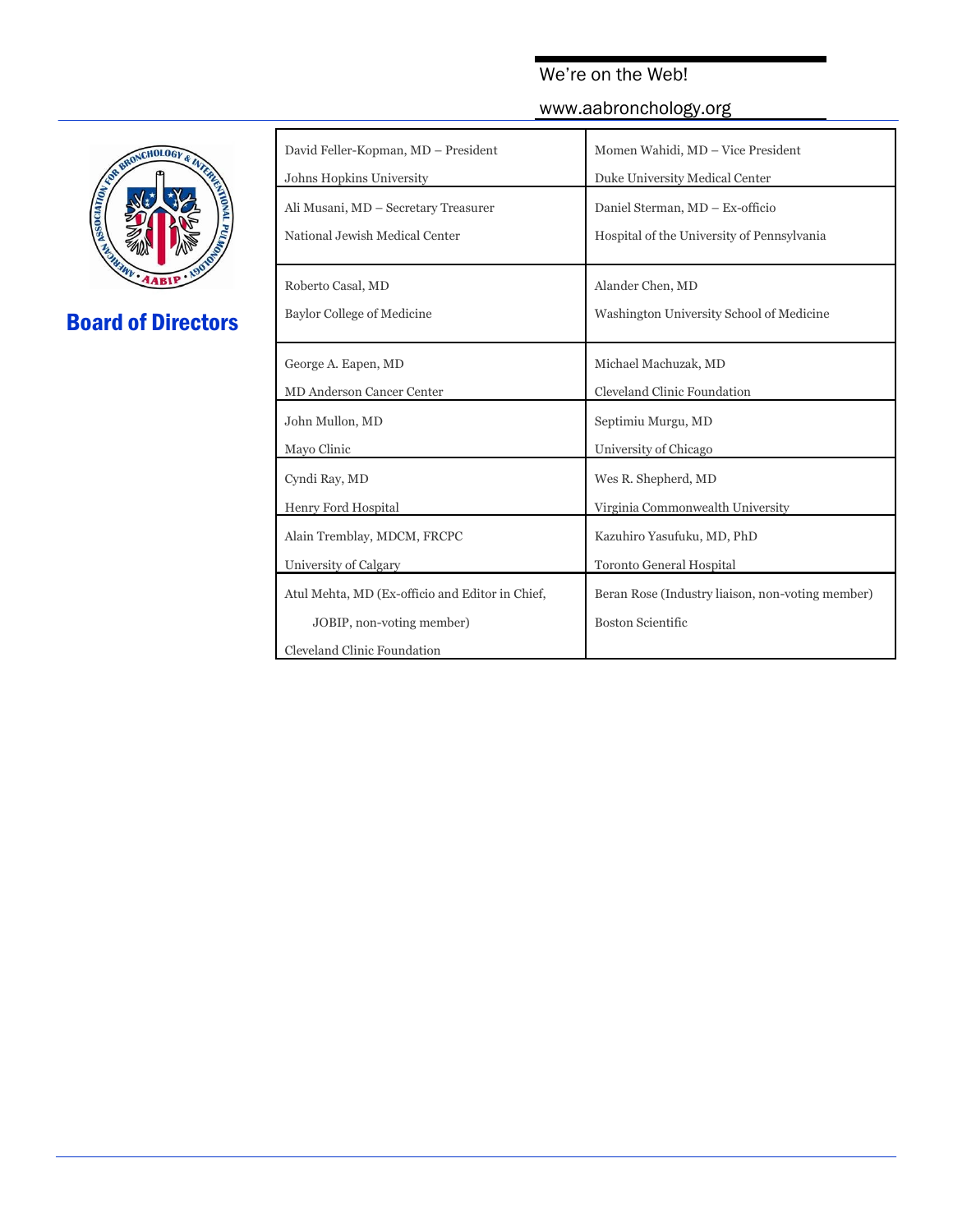We're on the Web!

www.aabronchology.org

## Board of Directors

| | |
|---|---|
| David Feller-Kopman, MD – President<br>Johns Hopkins University | Momen Wahidi, MD – Vice President<br>Duke University Medical Center |
| Ali Musani, MD – Secretary Treasurer<br>National Jewish Medical Center | Daniel Sterman, MD – Ex-officio<br>Hospital of the University of Pennsylvania |
| Roberto Casal, MD<br>Baylor College of Medicine | Alander Chen, MD<br>Washington University School of Medicine |
| George A. Eapen, MD<br>MD Anderson Cancer Center | Michael Machuzak, MD<br>Cleveland Clinic Foundation |
| John Mullon, MD<br>Mayo Clinic | Septimiu Murgu, MD<br>University of Chicago |
| Cyndi Ray, MD<br>Henry Ford Hospital | Wes R. Shepherd, MD<br>Virginia Commonwealth University |
| Alain Tremblay, MDCM, FRCPC<br>University of Calgary | Kazuhiro Yasufuku, MD, PhD<br>Toronto General Hospital |
| Atul Mehta, MD (Ex-officio and Editor in Chief, JOBIP, non-voting member)<br>Cleveland Clinic Foundation | Beran Rose (Industry liaison, non-voting member)<br>Boston Scientific |